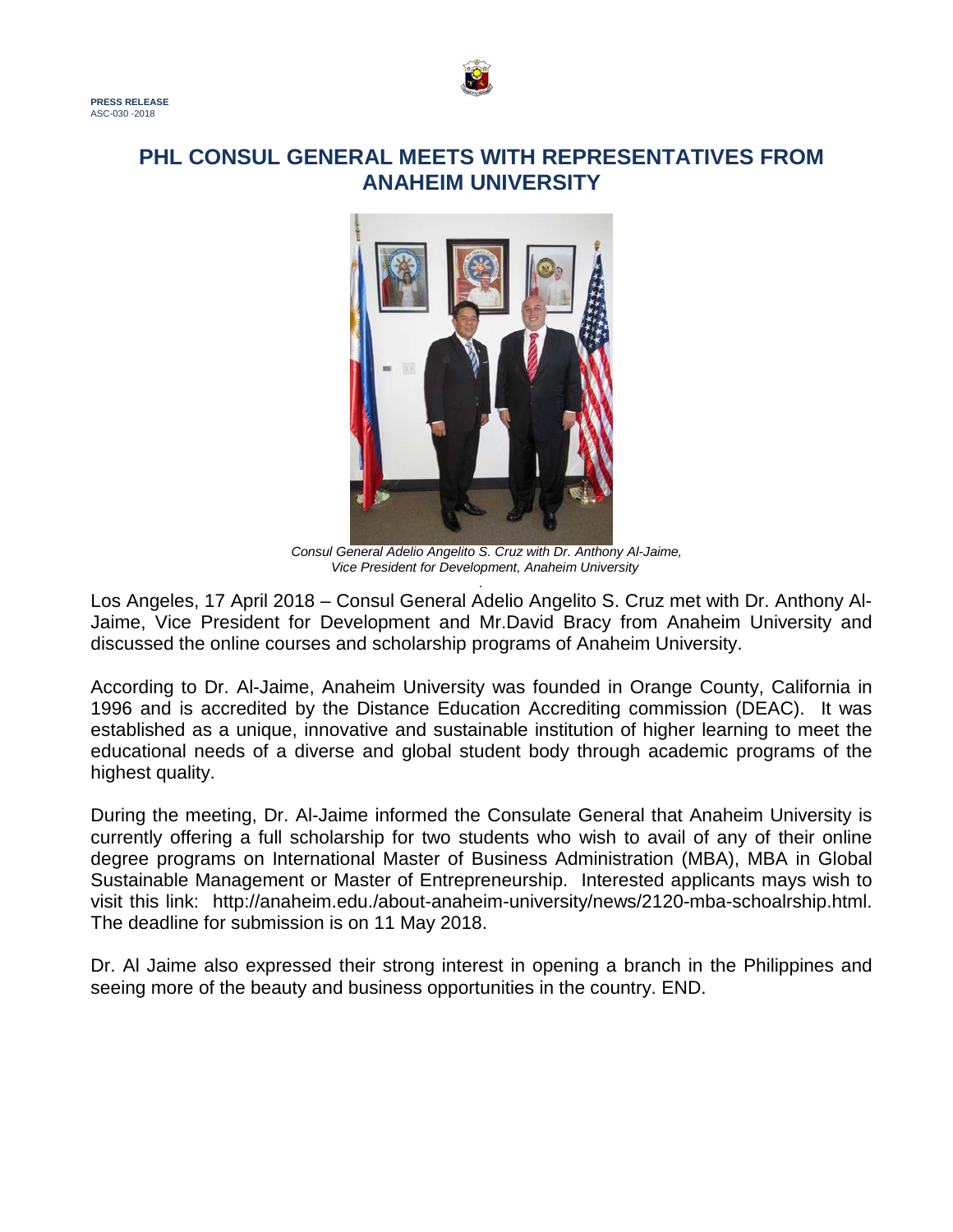**PRESS RELEASE**
ASC-030 -2018

# PHL CONSUL GENERAL MEETS WITH REPRESENTATIVES FROM ANAHEIM UNIVERSITY

*Consul General Adelio Angelito S. Cruz with Dr. Anthony Al-Jaime, Vice President for Development, Anaheim University*

Los Angeles, 17 April 2018 – Consul General Adelio Angelito S. Cruz met with Dr. Anthony Al-Jaime, Vice President for Development and Mr.David Bracy from Anaheim University and discussed the online courses and scholarship programs of Anaheim University.

According to Dr. Al-Jaime, Anaheim University was founded in Orange County, California in 1996 and is accredited by the Distance Education Accrediting commission (DEAC). It was established as a unique, innovative and sustainable institution of higher learning to meet the educational needs of a diverse and global student body through academic programs of the highest quality.

During the meeting, Dr. Al-Jaime informed the Consulate General that Anaheim University is currently offering a full scholarship for two students who wish to avail of any of their online degree programs on International Master of Business Administration (MBA), MBA in Global Sustainable Management or Master of Entrepreneurship. Interested applicants mays wish to visit this link: http://anaheim.edu./about-anaheim-university/news/2120-mba-schoalrship.html. The deadline for submission is on 11 May 2018.

Dr. Al Jaime also expressed their strong interest in opening a branch in the Philippines and seeing more of the beauty and business opportunities in the country. END.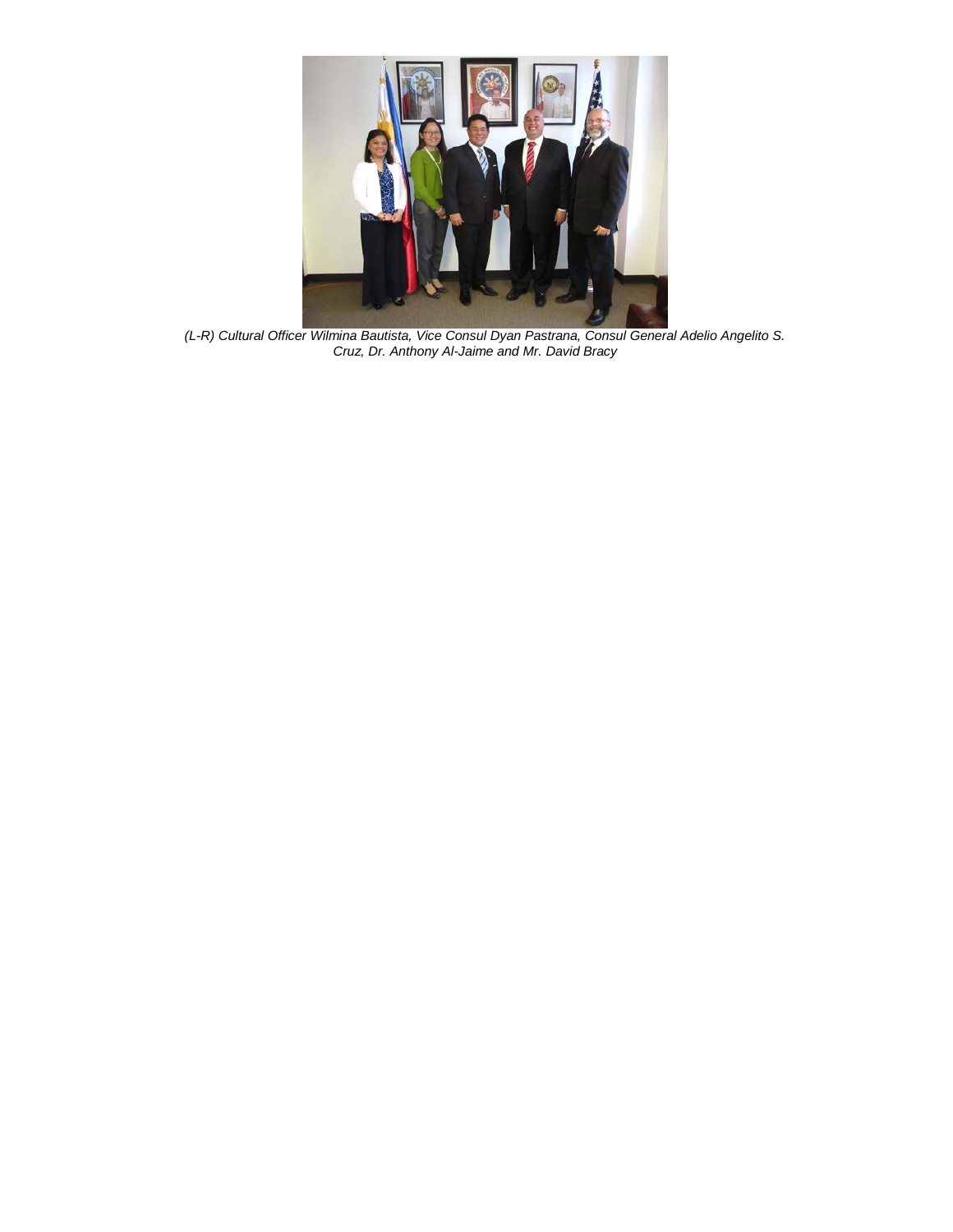*(L-R) Cultural Officer Wilmina Bautista, Vice Consul Dyan Pastrana, Consul General Adelio Angelito S. Cruz, Dr. Anthony Al-Jaime and Mr. David Bracy*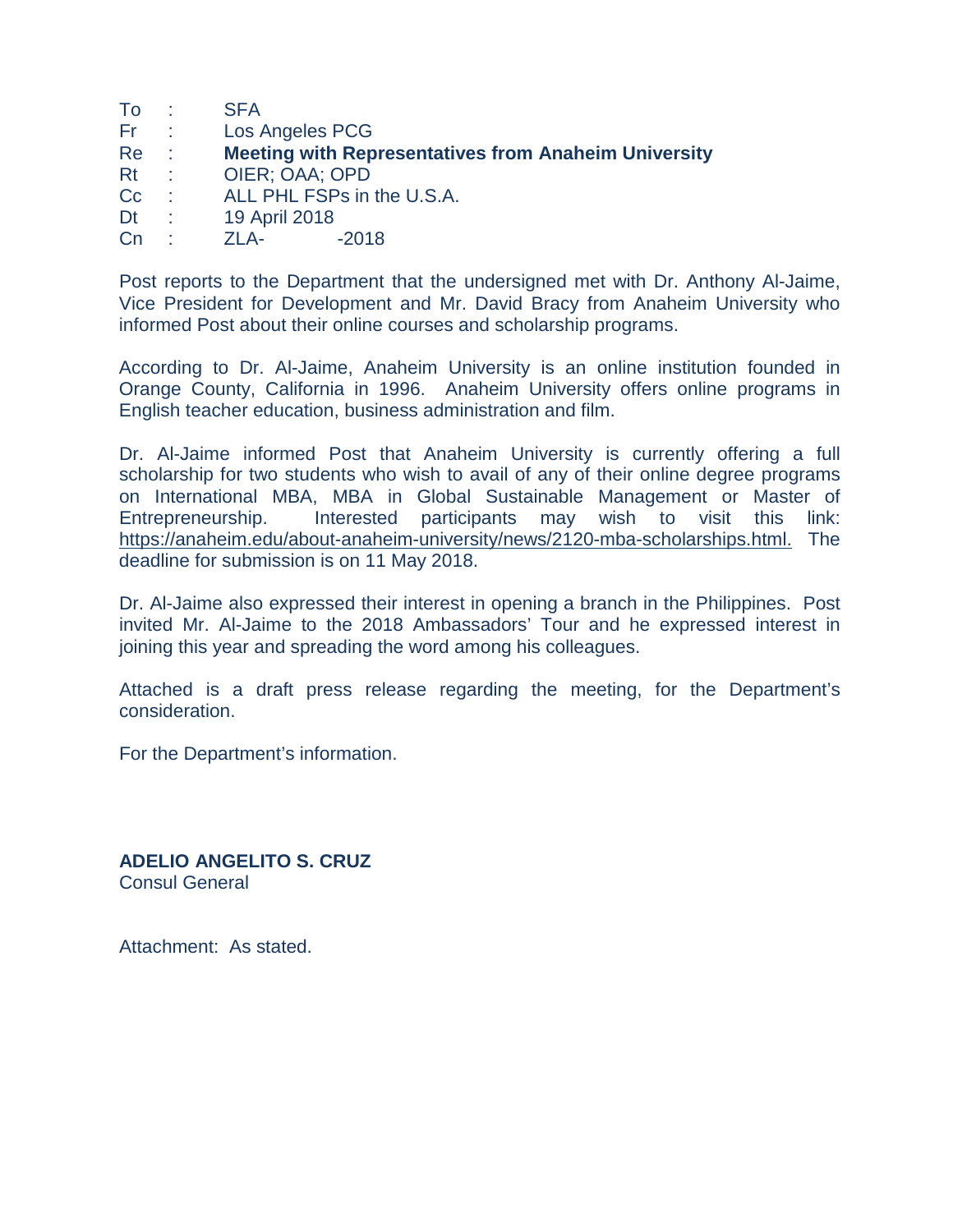To : SFA
Fr : Los Angeles PCG
Re : **Meeting with Representatives from Anaheim University**
Rt : OIER; OAA; OPD
Cc : ALL PHL FSPs in the U.S.A.
Dt : 19 April 2018
Cn : ZLA- -2018

Post reports to the Department that the undersigned met with Dr. Anthony Al-Jaime, Vice President for Development and Mr. David Bracy from Anaheim University who informed Post about their online courses and scholarship programs.

According to Dr. Al-Jaime, Anaheim University is an online institution founded in Orange County, California in 1996. Anaheim University offers online programs in English teacher education, business administration and film.

Dr. Al-Jaime informed Post that Anaheim University is currently offering a full scholarship for two students who wish to avail of any of their online degree programs on International MBA, MBA in Global Sustainable Management or Master of Entrepreneurship. Interested participants may wish to visit this link: https://anaheim.edu/about-anaheim-university/news/2120-mba-scholarships.html. The deadline for submission is on 11 May 2018.

Dr. Al-Jaime also expressed their interest in opening a branch in the Philippines. Post invited Mr. Al-Jaime to the 2018 Ambassadors' Tour and he expressed interest in joining this year and spreading the word among his colleagues.

Attached is a draft press release regarding the meeting, for the Department's consideration.

For the Department's information.

**ADELIO ANGELITO S. CRUZ**
Consul General

Attachment: As stated.